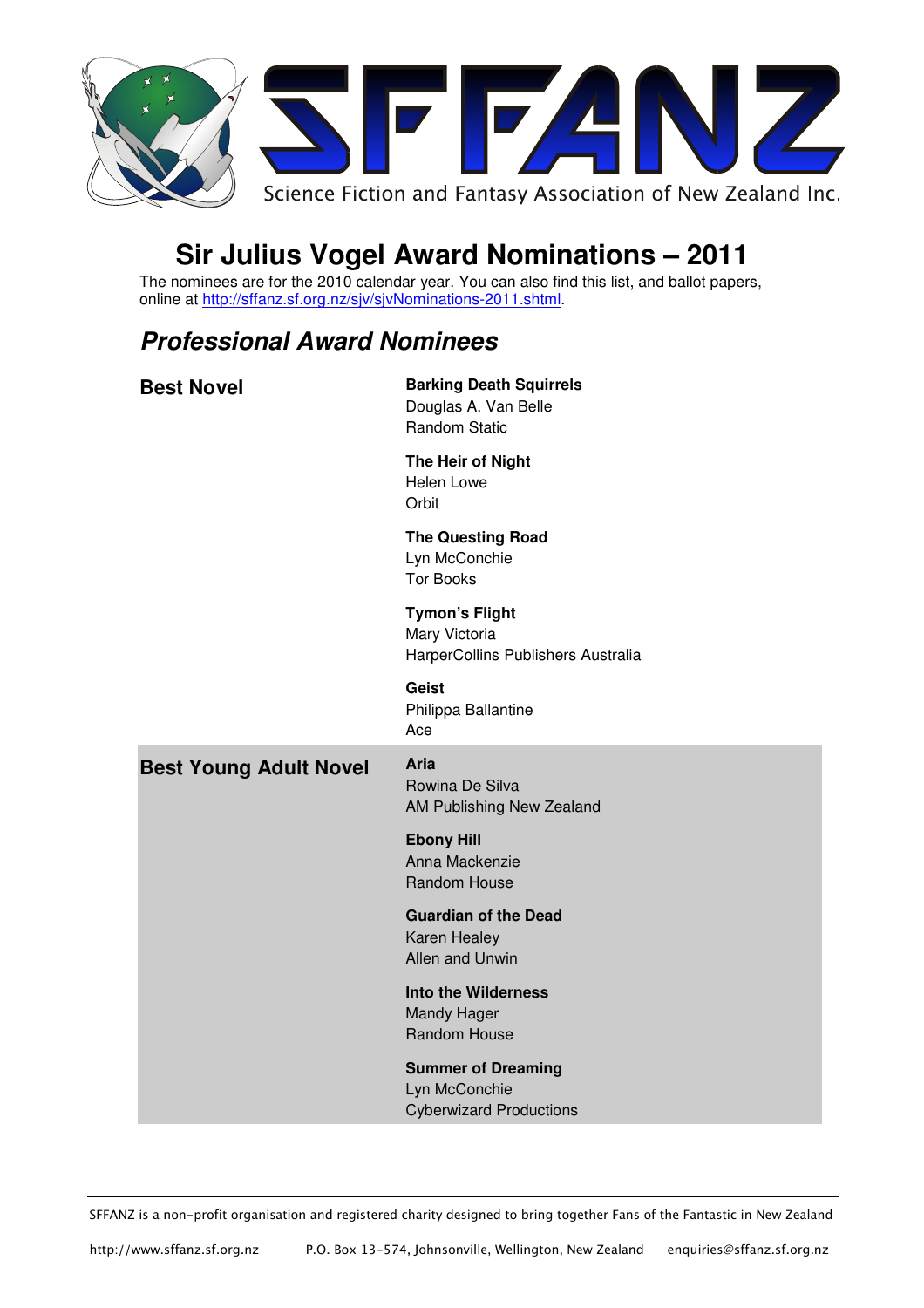# SFFANZ

Science Fiction and Fantasy Association of New Zealand Inc.

# Sir Julius Vogel Award Nominations – 2011

The nominees are for the 2010 calendar year. You can also find this list, and ballot papers, online at http://sffanz.sf.org.nz/sjv/sjvNominations-2011.shtml.

## *Professional Award Nominees*

### Best Novel

**Barking Death Squirrels**
Douglas A. Van Belle
Random Static

**The Heir of Night**
Helen Lowe
Orbit

**The Questing Road**
Lyn McConchie
Tor Books

**Tymon's Flight**
Mary Victoria
HarperCollins Publishers Australia

**Geist**
Philippa Ballantine
Ace

### Best Young Adult Novel

**Aria**
Rowina De Silva
AM Publishing New Zealand

**Ebony Hill**
Anna Mackenzie
Random House

**Guardian of the Dead**
Karen Healey
Allen and Unwin

**Into the Wilderness**
Mandy Hager
Random House

**Summer of Dreaming**
Lyn McConchie
Cyberwizard Productions

---

SFFANZ is a non-profit organisation and registered charity designed to bring together Fans of the Fantastic in New Zealand

http://www.sffanz.sf.org.nz P.O. Box 13-574, Johnsonville, Wellington, New Zealand enquiries@sffanz.sf.org.nz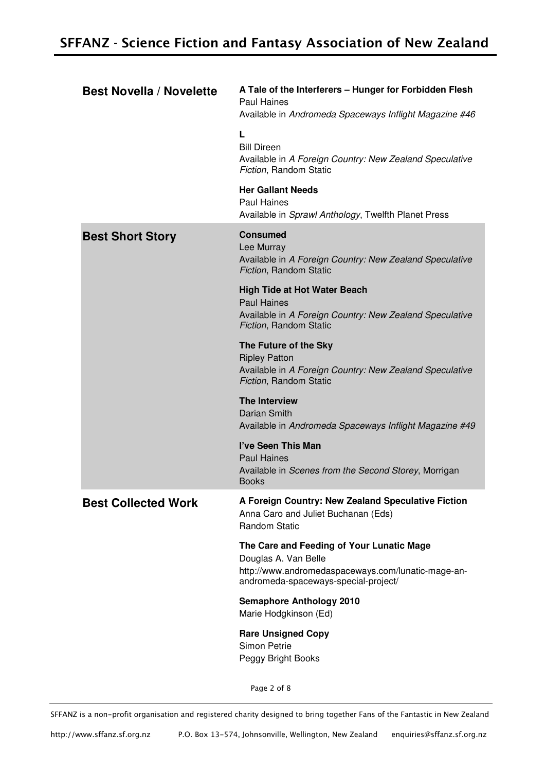## Best Novella / Novelette

**A Tale of the Interferers – Hunger for Forbidden Flesh**
Paul Haines
Available in *Andromeda Spaceways Inflight Magazine #46*

**L**
Bill Direen
Available in *A Foreign Country: New Zealand Speculative Fiction*, Random Static

**Her Gallant Needs**
Paul Haines
Available in *Sprawl Anthology*, Twelfth Planet Press

## Best Short Story

**Consumed**
Lee Murray
Available in *A Foreign Country: New Zealand Speculative Fiction*, Random Static

**High Tide at Hot Water Beach**
Paul Haines
Available in *A Foreign Country: New Zealand Speculative Fiction*, Random Static

**The Future of the Sky**
Ripley Patton
Available in *A Foreign Country: New Zealand Speculative Fiction*, Random Static

**The Interview**
Darian Smith
Available in *Andromeda Spaceways Inflight Magazine #49*

**I've Seen This Man**
Paul Haines
Available in *Scenes from the Second Storey*, Morrigan Books

## Best Collected Work

**A Foreign Country: New Zealand Speculative Fiction**
Anna Caro and Juliet Buchanan (Eds)
Random Static

**The Care and Feeding of Your Lunatic Mage**
Douglas A. Van Belle
http://www.andromedaspaceways.com/lunatic-mage-an-andromeda-spaceways-special-project/

**Semaphore Anthology 2010**
Marie Hodgkinson (Ed)

**Rare Unsigned Copy**
Simon Petrie
Peggy Bright Books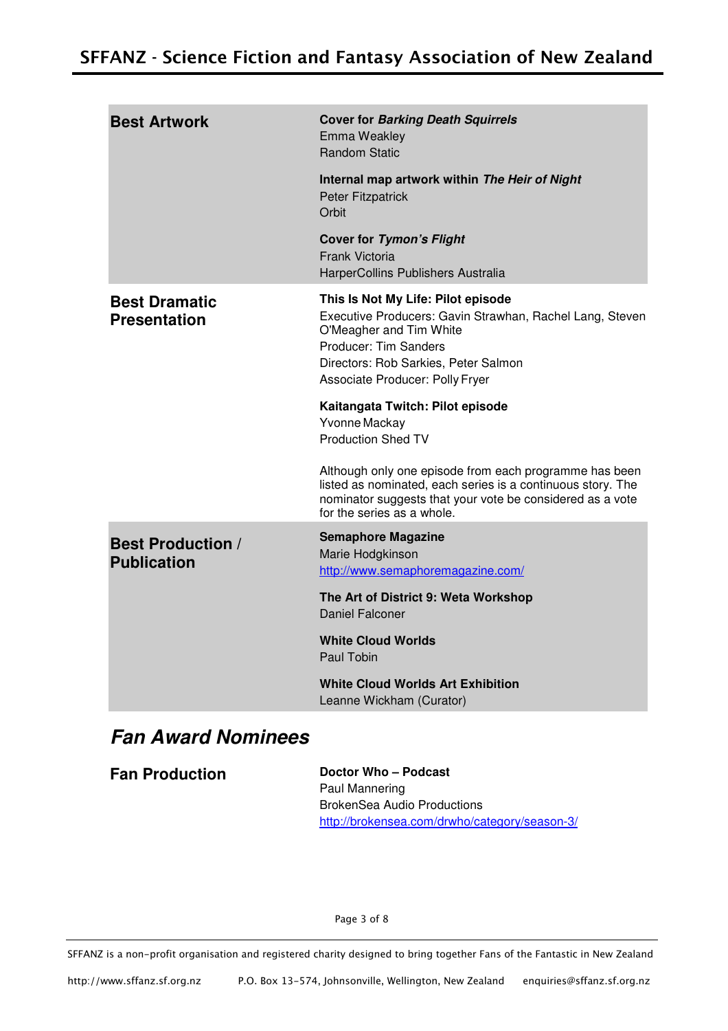| | |
|---|---|
| **Best Artwork** | **Cover for *Barking Death Squirrels***<br>Emma Weakley<br>Random Static<br><br>**Internal map artwork within *The Heir of Night***<br>Peter Fitzpatrick<br>Orbit<br><br>**Cover for *Tymon's Flight***<br>Frank Victoria<br>HarperCollins Publishers Australia |
| **Best Dramatic Presentation** | **This Is Not My Life: Pilot episode**<br>Executive Producers: Gavin Strawhan, Rachel Lang, Steven O'Meagher and Tim White<br>Producer: Tim Sanders<br>Directors: Rob Sarkies, Peter Salmon<br>Associate Producer: Polly Fryer<br><br>**Kaitangata Twitch: Pilot episode**<br>Yvonne Mackay<br>Production Shed TV<br><br>Although only one episode from each programme has been listed as nominated, each series is a continuous story. The nominator suggests that your vote be considered as a vote for the series as a whole. |
| **Best Production / Publication** | **Semaphore Magazine**<br>Marie Hodgkinson<br>http://www.semaphoremagazine.com/<br><br>**The Art of District 9: Weta Workshop**<br>Daniel Falconer<br><br>**White Cloud Worlds**<br>Paul Tobin<br><br>**White Cloud Worlds Art Exhibition**<br>Leanne Wickham (Curator) |

## *Fan Award Nominees*

| | |
|---|---|
| **Fan Production** | **Doctor Who – Podcast**<br>Paul Mannering<br>BrokenSea Audio Productions<br>http://brokensea.com/drwho/category/season-3/ |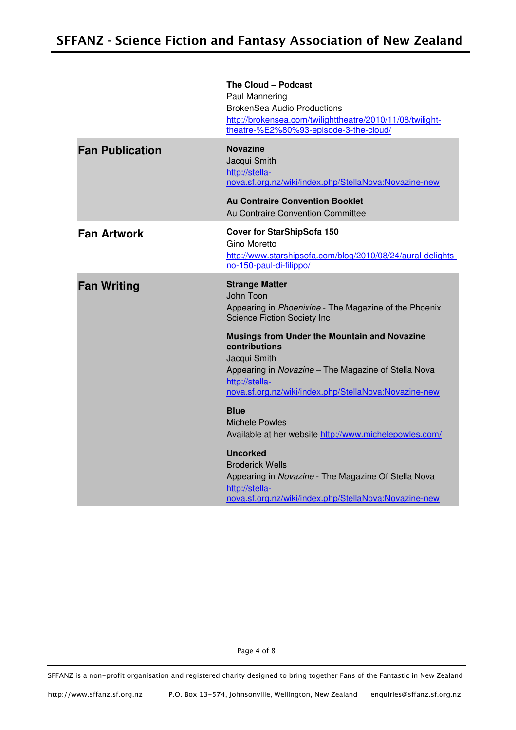**The Cloud – Podcast**
Paul Mannering
BrokenSea Audio Productions
http://brokensea.com/twilighttheatre/2010/11/08/twilight-theatre-%E2%80%93-episode-3-the-cloud/

## Fan Publication

**Novazine**
Jacqui Smith
http://stella-nova.sf.org.nz/wiki/index.php/StellaNova:Novazine-new

**Au Contraire Convention Booklet**
Au Contraire Convention Committee

## Fan Artwork

**Cover for StarShipSofa 150**
Gino Moretto
http://www.starshipsofa.com/blog/2010/08/24/aural-delights-no-150-paul-di-filippo/

## Fan Writing

**Strange Matter**
John Toon
Appearing in *Phoenixine* - The Magazine of the Phoenix Science Fiction Society Inc

**Musings from Under the Mountain and Novazine contributions**
Jacqui Smith
Appearing in *Novazine* – The Magazine of Stella Nova
http://stella-nova.sf.org.nz/wiki/index.php/StellaNova:Novazine-new

**Blue**
Michele Powles
Available at her website http://www.michelepowles.com/

**Uncorked**
Broderick Wells
Appearing in *Novazine* - The Magazine Of Stella Nova
http://stella-nova.sf.org.nz/wiki/index.php/StellaNova:Novazine-new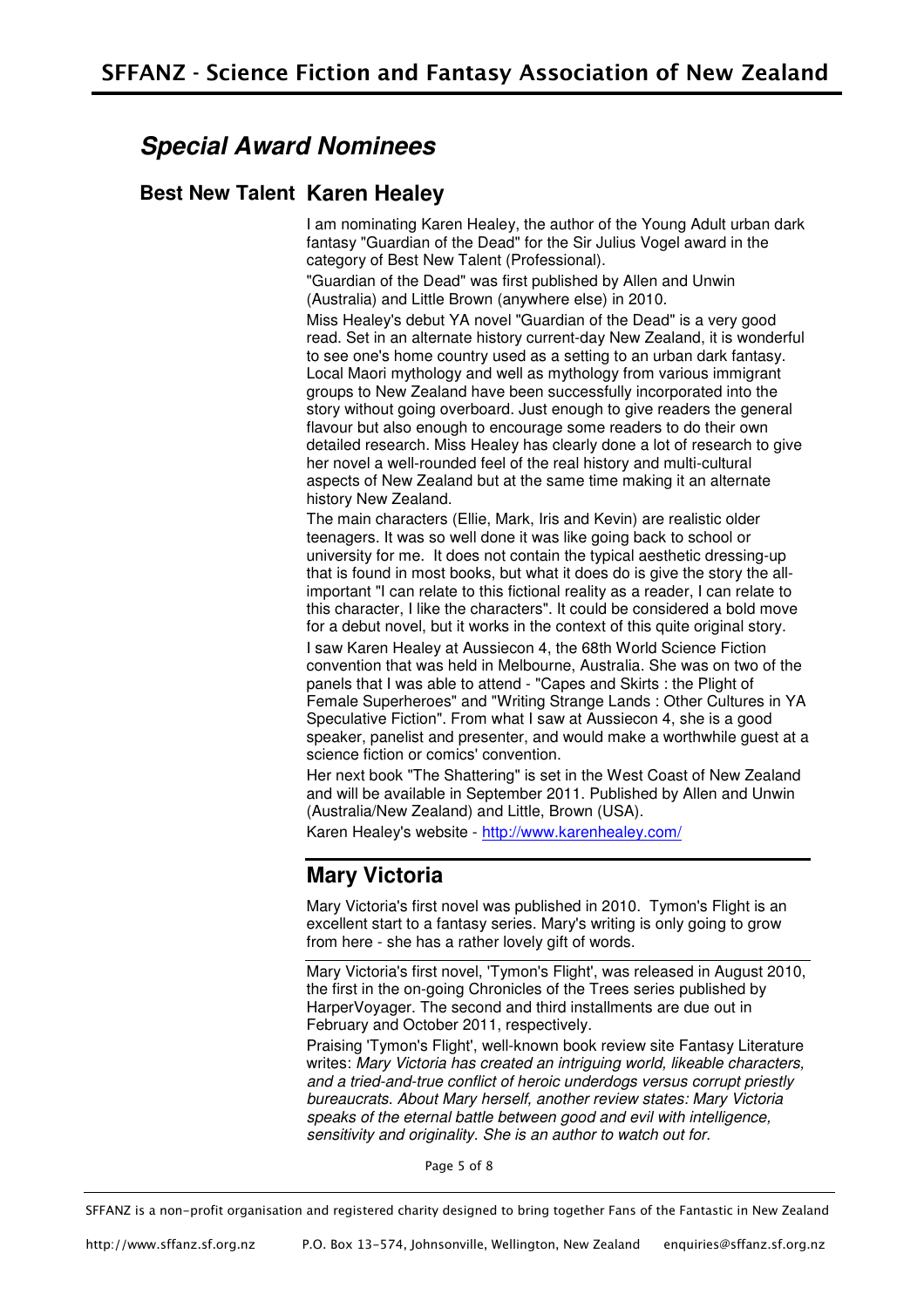## *Special Award Nominees*

### Best New Talent Karen Healey

I am nominating Karen Healey, the author of the Young Adult urban dark fantasy "Guardian of the Dead" for the Sir Julius Vogel award in the category of Best New Talent (Professional).

"Guardian of the Dead" was first published by Allen and Unwin (Australia) and Little Brown (anywhere else) in 2010.

Miss Healey's debut YA novel "Guardian of the Dead" is a very good read. Set in an alternate history current-day New Zealand, it is wonderful to see one's home country used as a setting to an urban dark fantasy. Local Maori mythology and well as mythology from various immigrant groups to New Zealand have been successfully incorporated into the story without going overboard. Just enough to give readers the general flavour but also enough to encourage some readers to do their own detailed research. Miss Healey has clearly done a lot of research to give her novel a well-rounded feel of the real history and multi-cultural aspects of New Zealand but at the same time making it an alternate history New Zealand.

The main characters (Ellie, Mark, Iris and Kevin) are realistic older teenagers. It was so well done it was like going back to school or university for me. It does not contain the typical aesthetic dressing-up that is found in most books, but what it does do is give the story the all-important "I can relate to this fictional reality as a reader, I can relate to this character, I like the characters". It could be considered a bold move for a debut novel, but it works in the context of this quite original story.

I saw Karen Healey at Aussiecon 4, the 68th World Science Fiction convention that was held in Melbourne, Australia. She was on two of the panels that I was able to attend - "Capes and Skirts : the Plight of Female Superheroes" and "Writing Strange Lands : Other Cultures in YA Speculative Fiction". From what I saw at Aussiecon 4, she is a good speaker, panelist and presenter, and would make a worthwhile guest at a science fiction or comics' convention.

Her next book "The Shattering" is set in the West Coast of New Zealand and will be available in September 2011. Published by Allen and Unwin (Australia/New Zealand) and Little, Brown (USA).

Karen Healey's website - http://www.karenhealey.com/

---

### Mary Victoria

Mary Victoria's first novel was published in 2010. Tymon's Flight is an excellent start to a fantasy series. Mary's writing is only going to grow from here - she has a rather lovely gift of words.

---

Mary Victoria's first novel, 'Tymon's Flight', was released in August 2010, the first in the on-going Chronicles of the Trees series published by HarperVoyager. The second and third installments are due out in February and October 2011, respectively.

Praising 'Tymon's Flight', well-known book review site Fantasy Literature writes: *Mary Victoria has created an intriguing world, likeable characters, and a tried-and-true conflict of heroic underdogs versus corrupt priestly bureaucrats. About Mary herself, another review states: Mary Victoria speaks of the eternal battle between good and evil with intelligence, sensitivity and originality. She is an author to watch out for.*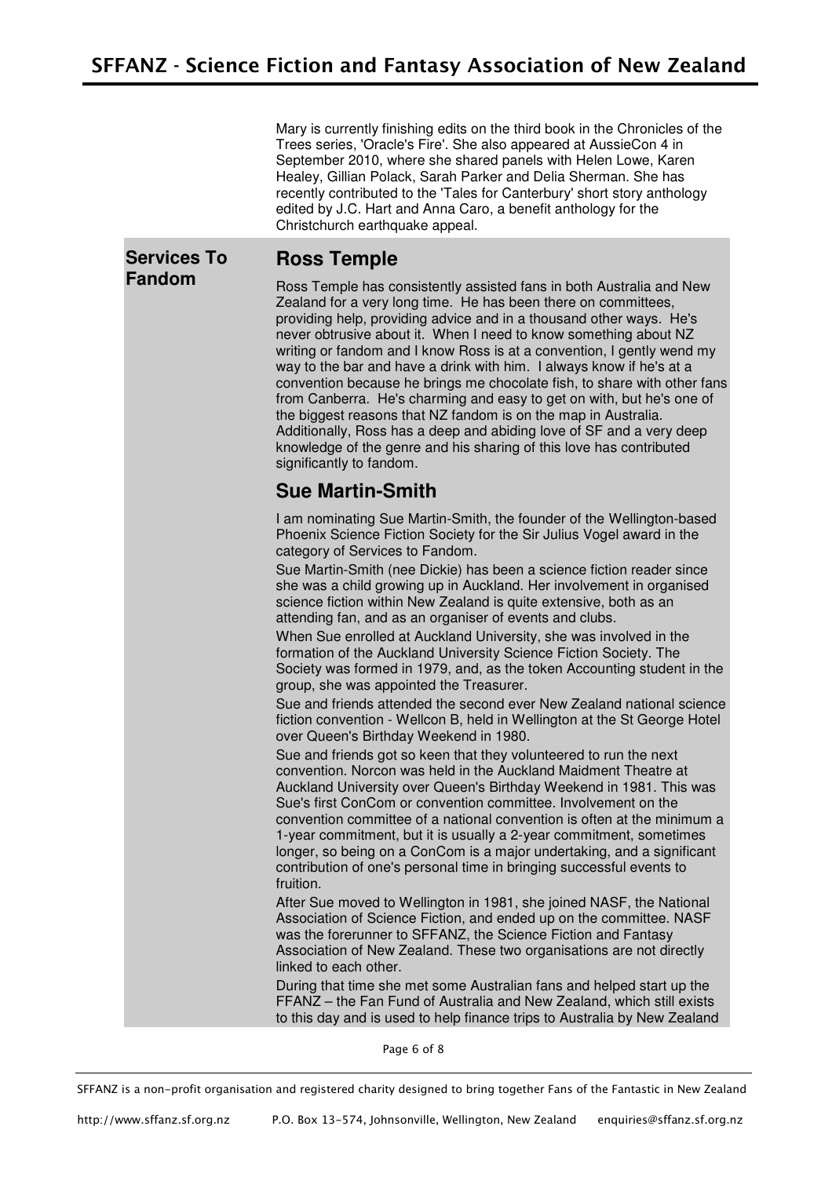Mary is currently finishing edits on the third book in the Chronicles of the Trees series, 'Oracle's Fire'. She also appeared at AussieCon 4 in September 2010, where she shared panels with Helen Lowe, Karen Healey, Gillian Polack, Sarah Parker and Delia Sherman. She has recently contributed to the 'Tales for Canterbury' short story anthology edited by J.C. Hart and Anna Caro, a benefit anthology for the Christchurch earthquake appeal.

## Services To Fandom

### Ross Temple

Ross Temple has consistently assisted fans in both Australia and New Zealand for a very long time. He has been there on committees, providing help, providing advice and in a thousand other ways. He's never obtrusive about it. When I need to know something about NZ writing or fandom and I know Ross is at a convention, I gently wend my way to the bar and have a drink with him. I always know if he's at a convention because he brings me chocolate fish, to share with other fans from Canberra. He's charming and easy to get on with, but he's one of the biggest reasons that NZ fandom is on the map in Australia. Additionally, Ross has a deep and abiding love of SF and a very deep knowledge of the genre and his sharing of this love has contributed significantly to fandom.

### Sue Martin-Smith

I am nominating Sue Martin-Smith, the founder of the Wellington-based Phoenix Science Fiction Society for the Sir Julius Vogel award in the category of Services to Fandom.

Sue Martin-Smith (nee Dickie) has been a science fiction reader since she was a child growing up in Auckland. Her involvement in organised science fiction within New Zealand is quite extensive, both as an attending fan, and as an organiser of events and clubs.

When Sue enrolled at Auckland University, she was involved in the formation of the Auckland University Science Fiction Society. The Society was formed in 1979, and, as the token Accounting student in the group, she was appointed the Treasurer.

Sue and friends attended the second ever New Zealand national science fiction convention - Wellcon B, held in Wellington at the St George Hotel over Queen's Birthday Weekend in 1980.

Sue and friends got so keen that they volunteered to run the next convention. Norcon was held in the Auckland Maidment Theatre at Auckland University over Queen's Birthday Weekend in 1981. This was Sue's first ConCom or convention committee. Involvement on the convention committee of a national convention is often at the minimum a 1-year commitment, but it is usually a 2-year commitment, sometimes longer, so being on a ConCom is a major undertaking, and a significant contribution of one's personal time in bringing successful events to fruition.

After Sue moved to Wellington in 1981, she joined NASF, the National Association of Science Fiction, and ended up on the committee. NASF was the forerunner to SFFANZ, the Science Fiction and Fantasy Association of New Zealand. These two organisations are not directly linked to each other.

During that time she met some Australian fans and helped start up the FFANZ – the Fan Fund of Australia and New Zealand, which still exists to this day and is used to help finance trips to Australia by New Zealand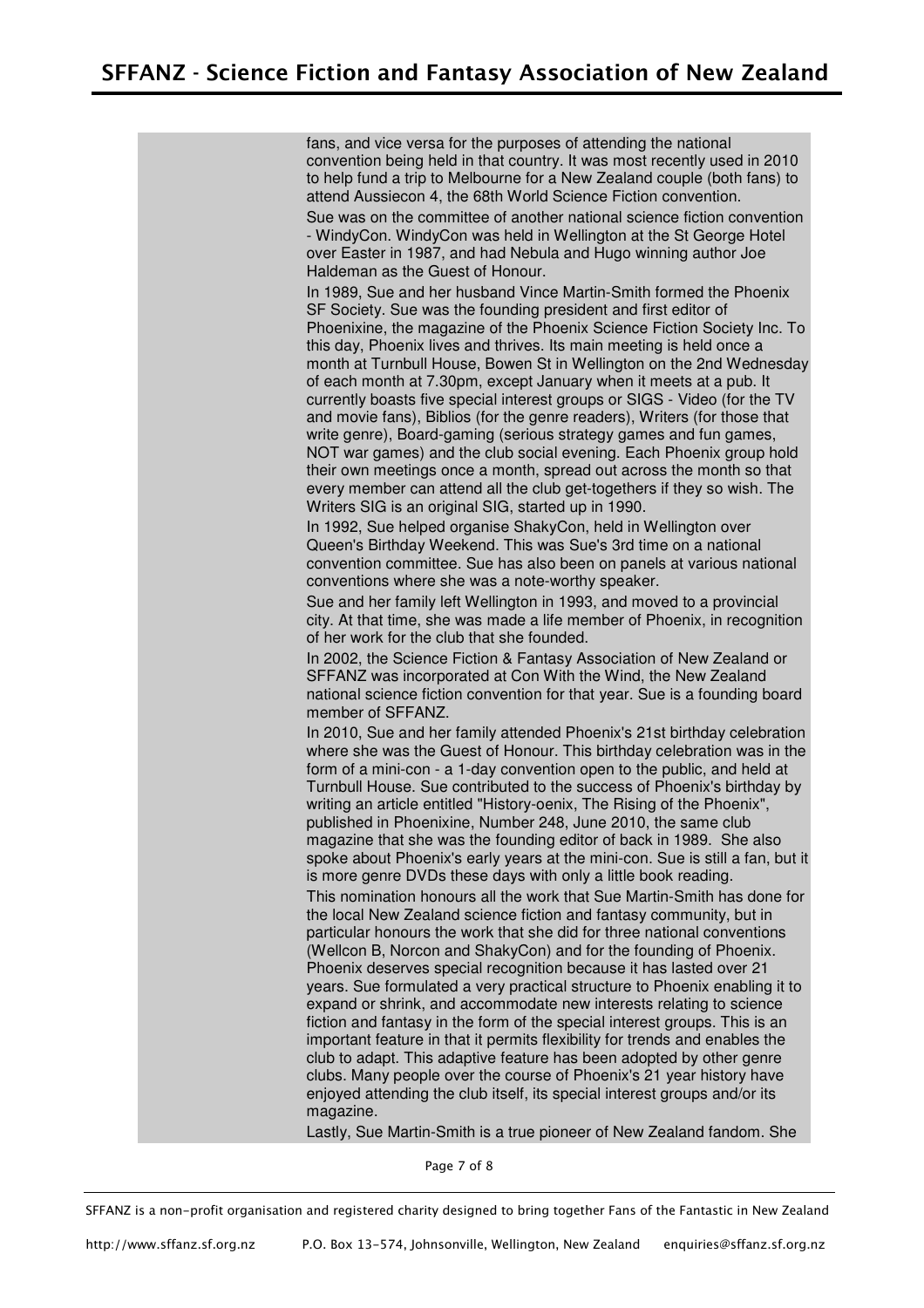fans, and vice versa for the purposes of attending the national convention being held in that country. It was most recently used in 2010 to help fund a trip to Melbourne for a New Zealand couple (both fans) to attend Aussiecon 4, the 68th World Science Fiction convention.

Sue was on the committee of another national science fiction convention - WindyCon. WindyCon was held in Wellington at the St George Hotel over Easter in 1987, and had Nebula and Hugo winning author Joe Haldeman as the Guest of Honour.

In 1989, Sue and her husband Vince Martin-Smith formed the Phoenix SF Society. Sue was the founding president and first editor of Phoenixine, the magazine of the Phoenix Science Fiction Society Inc. To this day, Phoenix lives and thrives. Its main meeting is held once a month at Turnbull House, Bowen St in Wellington on the 2nd Wednesday of each month at 7.30pm, except January when it meets at a pub. It currently boasts five special interest groups or SIGS - Video (for the TV and movie fans), Biblios (for the genre readers), Writers (for those that write genre), Board-gaming (serious strategy games and fun games, NOT war games) and the club social evening. Each Phoenix group hold their own meetings once a month, spread out across the month so that every member can attend all the club get-togethers if they so wish. The Writers SIG is an original SIG, started up in 1990.

In 1992, Sue helped organise ShakyCon, held in Wellington over Queen's Birthday Weekend. This was Sue's 3rd time on a national convention committee. Sue has also been on panels at various national conventions where she was a note-worthy speaker.

Sue and her family left Wellington in 1993, and moved to a provincial city. At that time, she was made a life member of Phoenix, in recognition of her work for the club that she founded.

In 2002, the Science Fiction & Fantasy Association of New Zealand or SFFANZ was incorporated at Con With the Wind, the New Zealand national science fiction convention for that year. Sue is a founding board member of SFFANZ.

In 2010, Sue and her family attended Phoenix's 21st birthday celebration where she was the Guest of Honour. This birthday celebration was in the form of a mini-con - a 1-day convention open to the public, and held at Turnbull House. Sue contributed to the success of Phoenix's birthday by writing an article entitled "History-oenix, The Rising of the Phoenix", published in Phoenixine, Number 248, June 2010, the same club magazine that she was the founding editor of back in 1989. She also spoke about Phoenix's early years at the mini-con. Sue is still a fan, but it is more genre DVDs these days with only a little book reading.

This nomination honours all the work that Sue Martin-Smith has done for the local New Zealand science fiction and fantasy community, but in particular honours the work that she did for three national conventions (Wellcon B, Norcon and ShakyCon) and for the founding of Phoenix. Phoenix deserves special recognition because it has lasted over 21 years. Sue formulated a very practical structure to Phoenix enabling it to expand or shrink, and accommodate new interests relating to science fiction and fantasy in the form of the special interest groups. This is an important feature in that it permits flexibility for trends and enables the club to adapt. This adaptive feature has been adopted by other genre clubs. Many people over the course of Phoenix's 21 year history have enjoyed attending the club itself, its special interest groups and/or its magazine.

Lastly, Sue Martin-Smith is a true pioneer of New Zealand fandom. She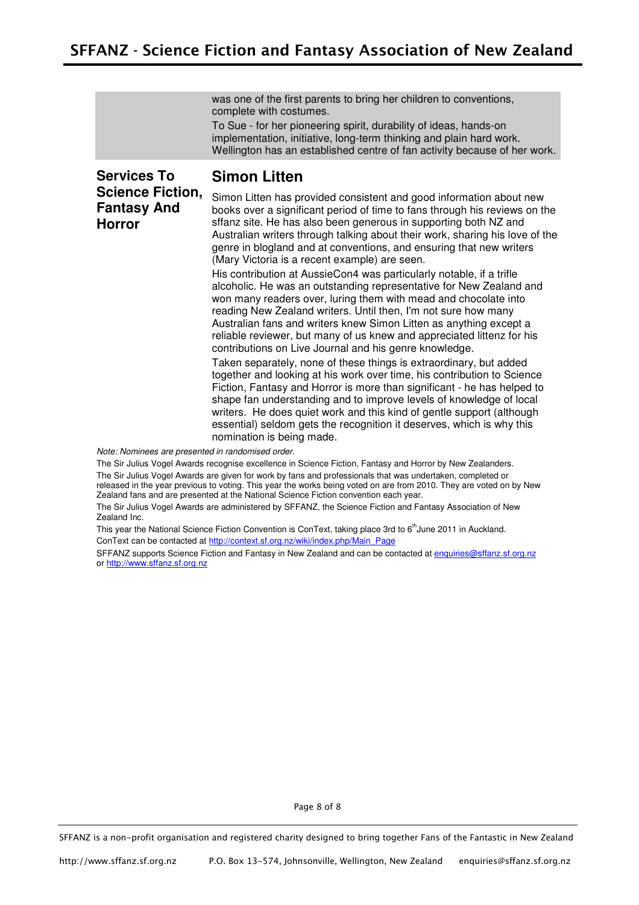was one of the first parents to bring her children to conventions, complete with costumes.

To Sue - for her pioneering spirit, durability of ideas, hands-on implementation, initiative, long-term thinking and plain hard work. Wellington has an established centre of fan activity because of her work.

## Services To Science Fiction, Fantasy And Horror

### Simon Litten

Simon Litten has provided consistent and good information about new books over a significant period of time to fans through his reviews on the sffanz site. He has also been generous in supporting both NZ and Australian writers through talking about their work, sharing his love of the genre in blogland and at conventions, and ensuring that new writers (Mary Victoria is a recent example) are seen.

His contribution at AussieCon4 was particularly notable, if a trifle alcoholic. He was an outstanding representative for New Zealand and won many readers over, luring them with mead and chocolate into reading New Zealand writers. Until then, I'm not sure how many Australian fans and writers knew Simon Litten as anything except a reliable reviewer, but many of us knew and appreciated littenz for his contributions on Live Journal and his genre knowledge.

Taken separately, none of these things is extraordinary, but added together and looking at his work over time, his contribution to Science Fiction, Fantasy and Horror is more than significant - he has helped to shape fan understanding and to improve levels of knowledge of local writers. He does quiet work and this kind of gentle support (although essential) seldom gets the recognition it deserves, which is why this nomination is being made.

*Note: Nominees are presented in randomised order.*

The Sir Julius Vogel Awards recognise excellence in Science Fiction, Fantasy and Horror by New Zealanders.

The Sir Julius Vogel Awards are given for work by fans and professionals that was undertaken, completed or released in the year previous to voting. This year the works being voted on are from 2010. They are voted on by New Zealand fans and are presented at the National Science Fiction convention each year.

The Sir Julius Vogel Awards are administered by SFFANZ, the Science Fiction and Fantasy Association of New Zealand Inc.

This year the National Science Fiction Convention is ConText, taking place 3rd to 6th June 2011 in Auckland. ConText can be contacted at http://context.sf.org.nz/wiki/index.php/Main_Page

SFFANZ supports Science Fiction and Fantasy in New Zealand and can be contacted at enquiries@sffanz.sf.org.nz or http://www.sffanz.sf.org.nz